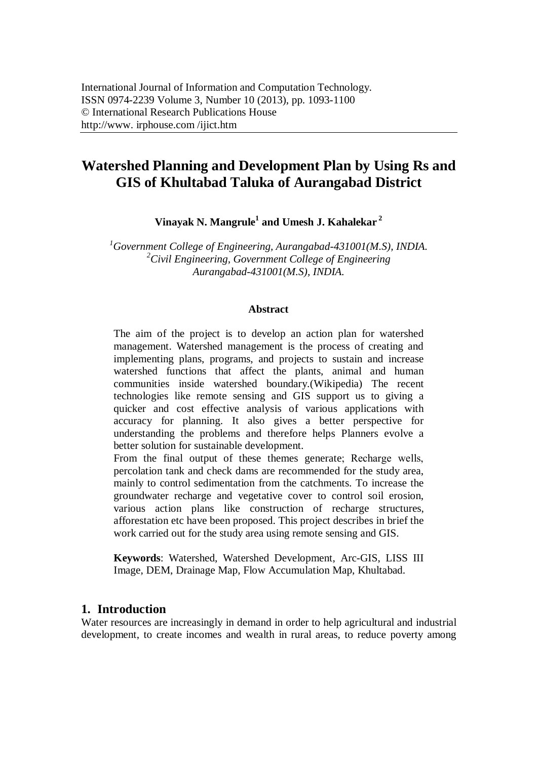International Journal of Information and Computation Technology.
ISSN 0974-2239 Volume 3, Number 10 (2013), pp. 1093-1100
© International Research Publications House
http://www. irphouse.com /ijict.htm

# Watershed Planning and Development Plan by Using Rs and GIS of Khultabad Taluka of Aurangabad District

**Vinayak N. Mangrule[1] and Umesh J. Kahalekar[2]**

[1]*Government College of Engineering, Aurangabad-431001(M.S), INDIA.*
[2]*Civil Engineering, Government College of Engineering Aurangabad-431001(M.S), INDIA.*

**Abstract**

The aim of the project is to develop an action plan for watershed management. Watershed management is the process of creating and implementing plans, programs, and projects to sustain and increase watershed functions that affect the plants, animal and human communities inside watershed boundary.(Wikipedia) The recent technologies like remote sensing and GIS support us to giving a quicker and cost effective analysis of various applications with accuracy for planning. It also gives a better perspective for understanding the problems and therefore helps Planners evolve a better solution for sustainable development.

From the final output of these themes generate; Recharge wells, percolation tank and check dams are recommended for the study area, mainly to control sedimentation from the catchments. To increase the groundwater recharge and vegetative cover to control soil erosion, various action plans like construction of recharge structures, afforestation etc have been proposed. This project describes in brief the work carried out for the study area using remote sensing and GIS.

**Keywords**: Watershed, Watershed Development, Arc-GIS, LISS III Image, DEM, Drainage Map, Flow Accumulation Map, Khultabad.

## 1. Introduction

Water resources are increasingly in demand in order to help agricultural and industrial development, to create incomes and wealth in rural areas, to reduce poverty among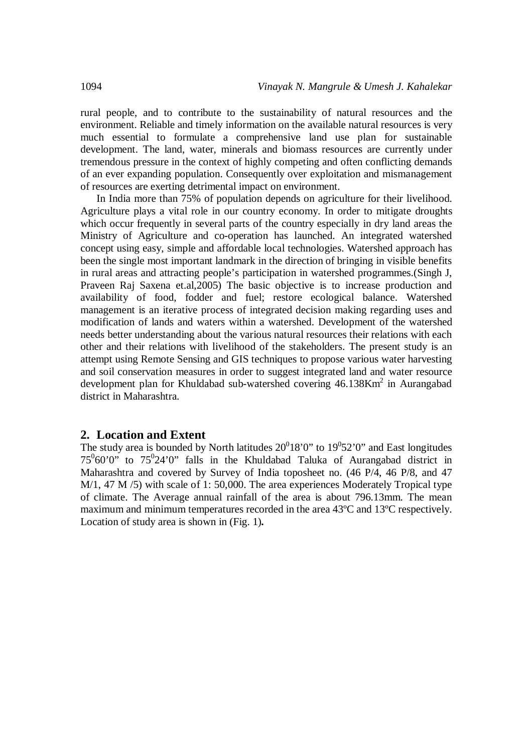rural people, and to contribute to the sustainability of natural resources and the environment. Reliable and timely information on the available natural resources is very much essential to formulate a comprehensive land use plan for sustainable development. The land, water, minerals and biomass resources are currently under tremendous pressure in the context of highly competing and often conflicting demands of an ever expanding population. Consequently over exploitation and mismanagement of resources are exerting detrimental impact on environment.

In India more than 75% of population depends on agriculture for their livelihood. Agriculture plays a vital role in our country economy. In order to mitigate droughts which occur frequently in several parts of the country especially in dry land areas the Ministry of Agriculture and co-operation has launched. An integrated watershed concept using easy, simple and affordable local technologies. Watershed approach has been the single most important landmark in the direction of bringing in visible benefits in rural areas and attracting people's participation in watershed programmes.(Singh J, Praveen Raj Saxena et.al,2005) The basic objective is to increase production and availability of food, fodder and fuel; restore ecological balance. Watershed management is an iterative process of integrated decision making regarding uses and modification of lands and waters within a watershed. Development of the watershed needs better understanding about the various natural resources their relations with each other and their relations with livelihood of the stakeholders. The present study is an attempt using Remote Sensing and GIS techniques to propose various water harvesting and soil conservation measures in order to suggest integrated land and water resource development plan for Khuldabad sub-watershed covering 46.138Km$^2$ in Aurangabad district in Maharashtra.

## 2. Location and Extent

The study area is bounded by North latitudes $20^0$18'0" to $19^0$52'0" and East longitudes $75^0$60'0" to $75^0$24'0" falls in the Khuldabad Taluka of Aurangabad district in Maharashtra and covered by Survey of India toposheet no. (46 P/4, 46 P/8, and 47 M/1, 47 M /5) with scale of 1: 50,000. The area experiences Moderately Tropical type of climate. The Average annual rainfall of the area is about 796.13mm. The mean maximum and minimum temperatures recorded in the area 43ºC and 13ºC respectively. Location of study area is shown in (Fig. 1)**.**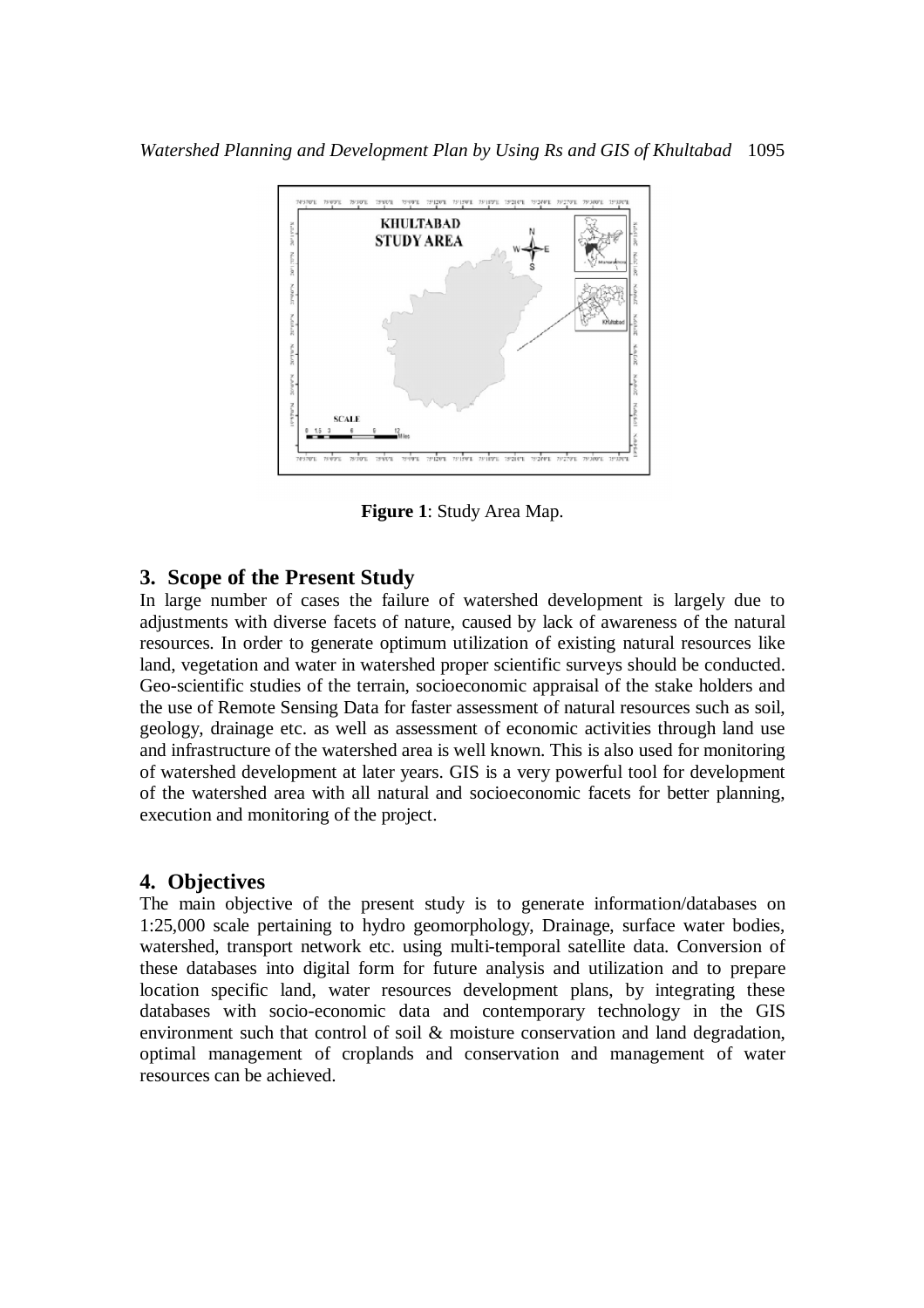Figure 1: Study Area Map.

## 3. Scope of the Present Study

In large number of cases the failure of watershed development is largely due to adjustments with diverse facets of nature, caused by lack of awareness of the natural resources. In order to generate optimum utilization of existing natural resources like land, vegetation and water in watershed proper scientific surveys should be conducted. Geo-scientific studies of the terrain, socioeconomic appraisal of the stake holders and the use of Remote Sensing Data for faster assessment of natural resources such as soil, geology, drainage etc. as well as assessment of economic activities through land use and infrastructure of the watershed area is well known. This is also used for monitoring of watershed development at later years. GIS is a very powerful tool for development of the watershed area with all natural and socioeconomic facets for better planning, execution and monitoring of the project.

## 4. Objectives

The main objective of the present study is to generate information/databases on 1:25,000 scale pertaining to hydro geomorphology, Drainage, surface water bodies, watershed, transport network etc. using multi-temporal satellite data. Conversion of these databases into digital form for future analysis and utilization and to prepare location specific land, water resources development plans, by integrating these databases with socio-economic data and contemporary technology in the GIS environment such that control of soil & moisture conservation and land degradation, optimal management of croplands and conservation and management of water resources can be achieved.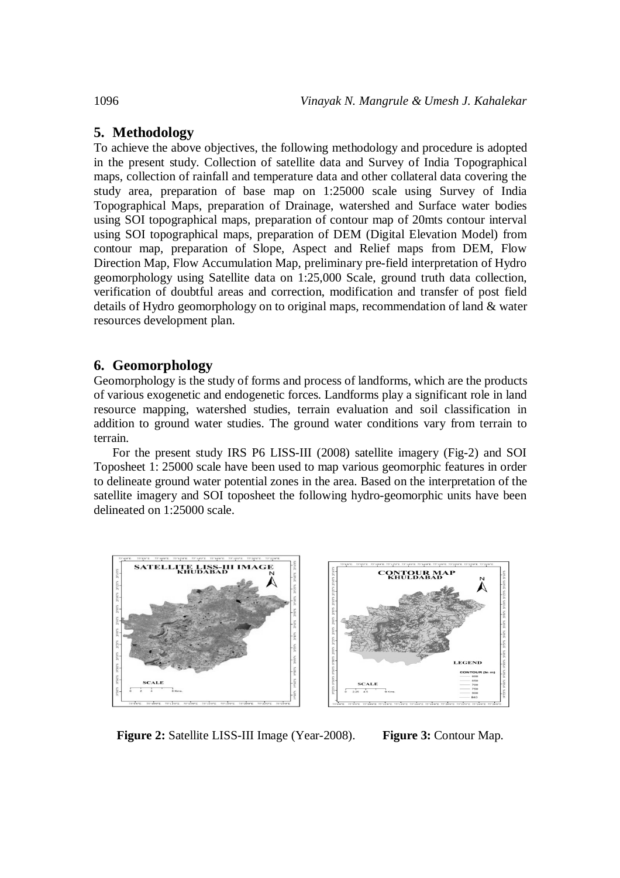## 5. Methodology

To achieve the above objectives, the following methodology and procedure is adopted in the present study. Collection of satellite data and Survey of India Topographical maps, collection of rainfall and temperature data and other collateral data covering the study area, preparation of base map on 1:25000 scale using Survey of India Topographical Maps, preparation of Drainage, watershed and Surface water bodies using SOI topographical maps, preparation of contour map of 20mts contour interval using SOI topographical maps, preparation of DEM (Digital Elevation Model) from contour map, preparation of Slope, Aspect and Relief maps from DEM, Flow Direction Map, Flow Accumulation Map, preliminary pre-field interpretation of Hydro geomorphology using Satellite data on 1:25,000 Scale, ground truth data collection, verification of doubtful areas and correction, modification and transfer of post field details of Hydro geomorphology on to original maps, recommendation of land & water resources development plan.

## 6. Geomorphology

Geomorphology is the study of forms and process of landforms, which are the products of various exogenetic and endogenetic forces. Landforms play a significant role in land resource mapping, watershed studies, terrain evaluation and soil classification in addition to ground water studies. The ground water conditions vary from terrain to terrain.

For the present study IRS P6 LISS-III (2008) satellite imagery (Fig-2) and SOI Toposheet 1: 25000 scale have been used to map various geomorphic features in order to delineate ground water potential zones in the area. Based on the interpretation of the satellite imagery and SOI toposheet the following hydro-geomorphic units have been delineated on 1:25000 scale.

**Figure 2:** Satellite LISS-III Image (Year-2008).

**Figure 3:** Contour Map.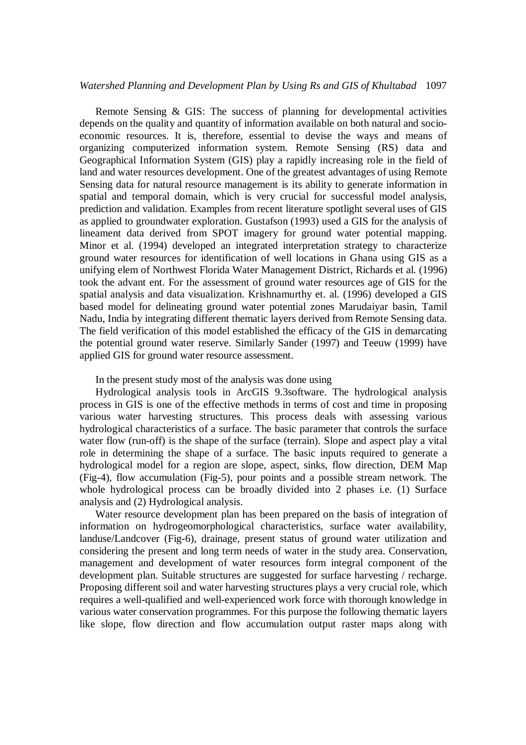Remote Sensing & GIS: The success of planning for developmental activities depends on the quality and quantity of information available on both natural and socio-economic resources. It is, therefore, essential to devise the ways and means of organizing computerized information system. Remote Sensing (RS) data and Geographical Information System (GIS) play a rapidly increasing role in the field of land and water resources development. One of the greatest advantages of using Remote Sensing data for natural resource management is its ability to generate information in spatial and temporal domain, which is very crucial for successful model analysis, prediction and validation. Examples from recent literature spotlight several uses of GIS as applied to groundwater exploration. Gustafson (1993) used a GIS for the analysis of lineament data derived from SPOT imagery for ground water potential mapping. Minor et al. (1994) developed an integrated interpretation strategy to characterize ground water resources for identification of well locations in Ghana using GIS as a unifying elem of Northwest Florida Water Management District, Richards et al. (1996) took the advant ent. For the assessment of ground water resources age of GIS for the spatial analysis and data visualization. Krishnamurthy et. al. (1996) developed a GIS based model for delineating ground water potential zones Marudaiyar basin, Tamil Nadu, India by integrating different thematic layers derived from Remote Sensing data. The field verification of this model established the efficacy of the GIS in demarcating the potential ground water reserve. Similarly Sander (1997) and Teeuw (1999) have applied GIS for ground water resource assessment.

In the present study most of the analysis was done using

Hydrological analysis tools in ArcGIS 9.3software. The hydrological analysis process in GIS is one of the effective methods in terms of cost and time in proposing various water harvesting structures. This process deals with assessing various hydrological characteristics of a surface. The basic parameter that controls the surface water flow (run-off) is the shape of the surface (terrain). Slope and aspect play a vital role in determining the shape of a surface. The basic inputs required to generate a hydrological model for a region are slope, aspect, sinks, flow direction, DEM Map (Fig-4), flow accumulation (Fig-5), pour points and a possible stream network. The whole hydrological process can be broadly divided into 2 phases i.e. (1) Surface analysis and (2) Hydrological analysis.

Water resource development plan has been prepared on the basis of integration of information on hydrogeomorphological characteristics, surface water availability, landuse/Landcover (Fig-6), drainage, present status of ground water utilization and considering the present and long term needs of water in the study area. Conservation, management and development of water resources form integral component of the development plan. Suitable structures are suggested for surface harvesting / recharge. Proposing different soil and water harvesting structures plays a very crucial role, which requires a well-qualified and well-experienced work force with thorough knowledge in various water conservation programmes. For this purpose the following thematic layers like slope, flow direction and flow accumulation output raster maps along with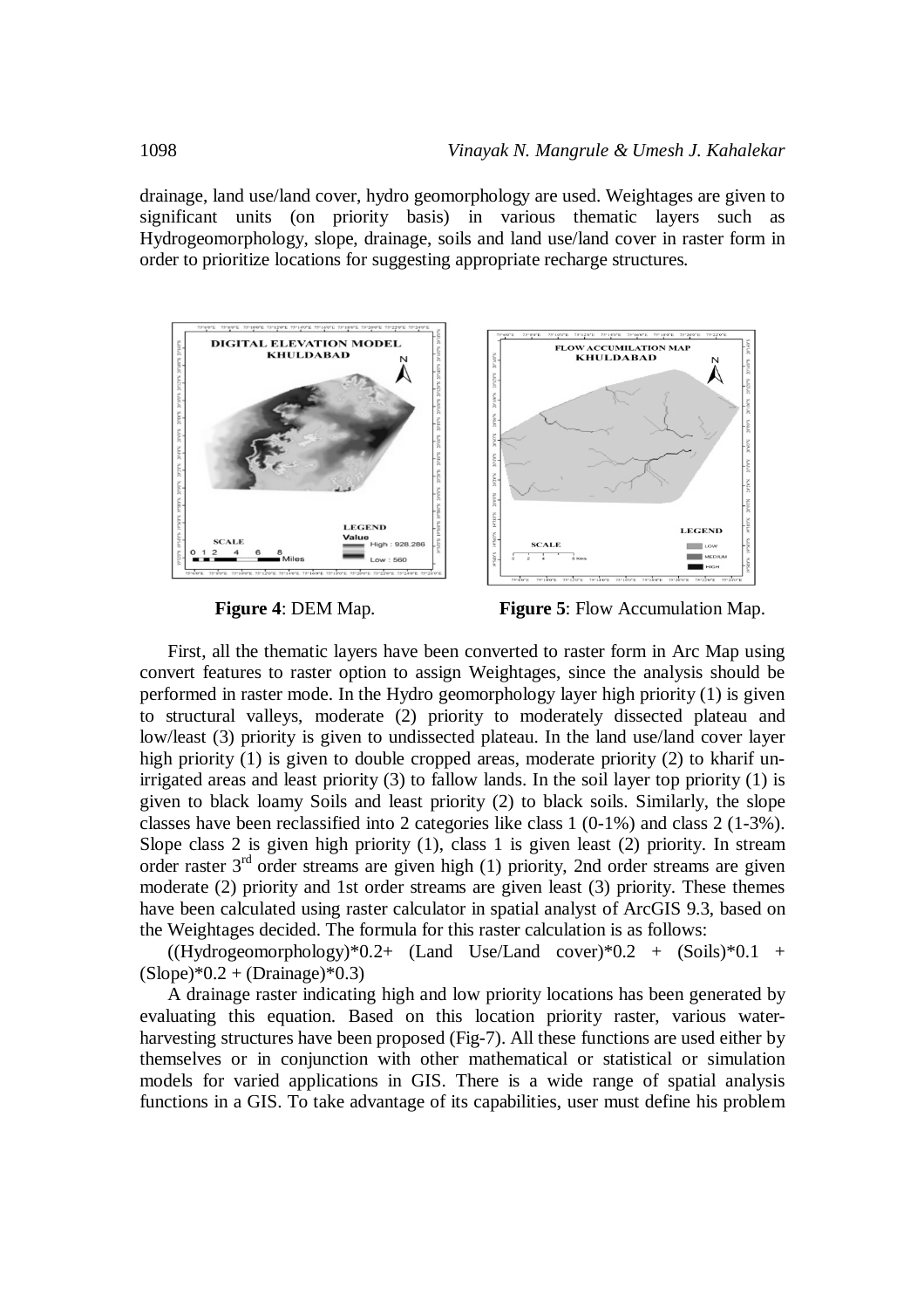drainage, land use/land cover, hydro geomorphology are used. Weightages are given to significant units (on priority basis) in various thematic layers such as Hydrogeomorphology, slope, drainage, soils and land use/land cover in raster form in order to prioritize locations for suggesting appropriate recharge structures.

**Figure 4**: DEM Map.

**Figure 5**: Flow Accumulation Map.

First, all the thematic layers have been converted to raster form in Arc Map using convert features to raster option to assign Weightages, since the analysis should be performed in raster mode. In the Hydro geomorphology layer high priority (1) is given to structural valleys, moderate (2) priority to moderately dissected plateau and low/least (3) priority is given to undissected plateau. In the land use/land cover layer high priority (1) is given to double cropped areas, moderate priority (2) to kharif un-irrigated areas and least priority (3) to fallow lands. In the soil layer top priority (1) is given to black loamy Soils and least priority (2) to black soils. Similarly, the slope classes have been reclassified into 2 categories like class 1 (0-1%) and class 2 (1-3%). Slope class 2 is given high priority (1), class 1 is given least (2) priority. In stream order raster 3$^{rd}$ order streams are given high (1) priority, 2nd order streams are given moderate (2) priority and 1st order streams are given least (3) priority. These themes have been calculated using raster calculator in spatial analyst of ArcGIS 9.3, based on the Weightages decided. The formula for this raster calculation is as follows:

((Hydrogeomorphology)*0.2+ (Land Use/Land cover)*0.2 + (Soils)*0.1 + (Slope)*0.2 + (Drainage)*0.3)

A drainage raster indicating high and low priority locations has been generated by evaluating this equation. Based on this location priority raster, various water-harvesting structures have been proposed (Fig-7). All these functions are used either by themselves or in conjunction with other mathematical or statistical or simulation models for varied applications in GIS. There is a wide range of spatial analysis functions in a GIS. To take advantage of its capabilities, user must define his problem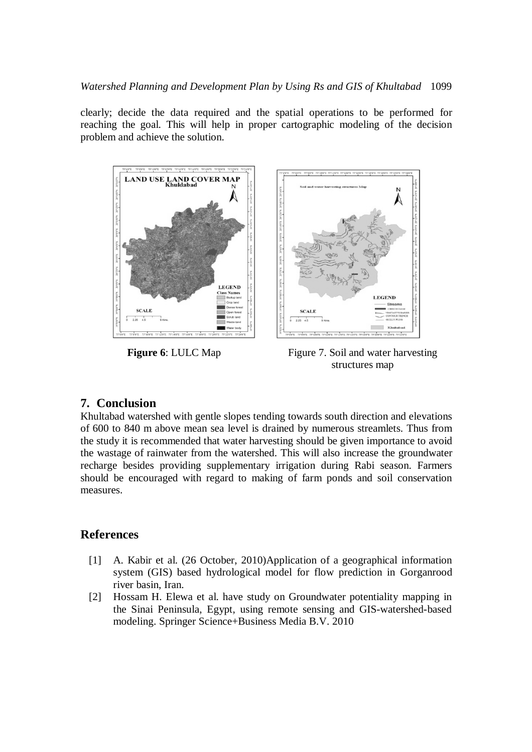clearly; decide the data required and the spatial operations to be performed for reaching the goal. This will help in proper cartographic modeling of the decision problem and achieve the solution.

**Figure 6**: LULC Map

Figure 7. Soil and water harvesting structures map

## 7. Conclusion

Khultabad watershed with gentle slopes tending towards south direction and elevations of 600 to 840 m above mean sea level is drained by numerous streamlets. Thus from the study it is recommended that water harvesting should be given importance to avoid the wastage of rainwater from the watershed. This will also increase the groundwater recharge besides providing supplementary irrigation during Rabi season. Farmers should be encouraged with regard to making of farm ponds and soil conservation measures.

## References

[1] A. Kabir et al. (26 October, 2010)Application of a geographical information system (GIS) based hydrological model for flow prediction in Gorganrood river basin, Iran.

[2] Hossam H. Elewa et al. have study on Groundwater potentiality mapping in the Sinai Peninsula, Egypt, using remote sensing and GIS-watershed-based modeling. Springer Science+Business Media B.V. 2010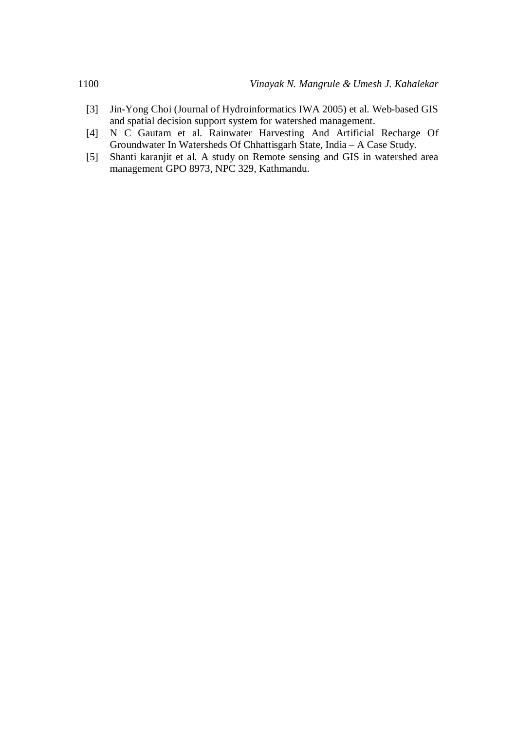[3] Jin-Yong Choi (Journal of Hydroinformatics IWA 2005) et al. Web-based GIS and spatial decision support system for watershed management.

[4] N C Gautam et al. Rainwater Harvesting And Artificial Recharge Of Groundwater In Watersheds Of Chhattisgarh State, India – A Case Study.

[5] Shanti karanjit et al. A study on Remote sensing and GIS in watershed area management GPO 8973, NPC 329, Kathmandu.